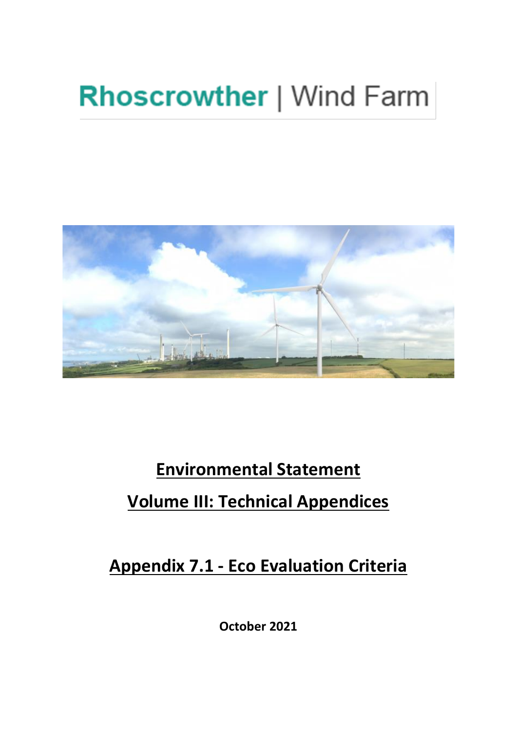# Rhoscrowther | Wind Farm

**Environmental Statement**

**Volume III: Technical Appendices**

**Appendix 7.1 - Eco Evaluation Criteria**

**October 2021**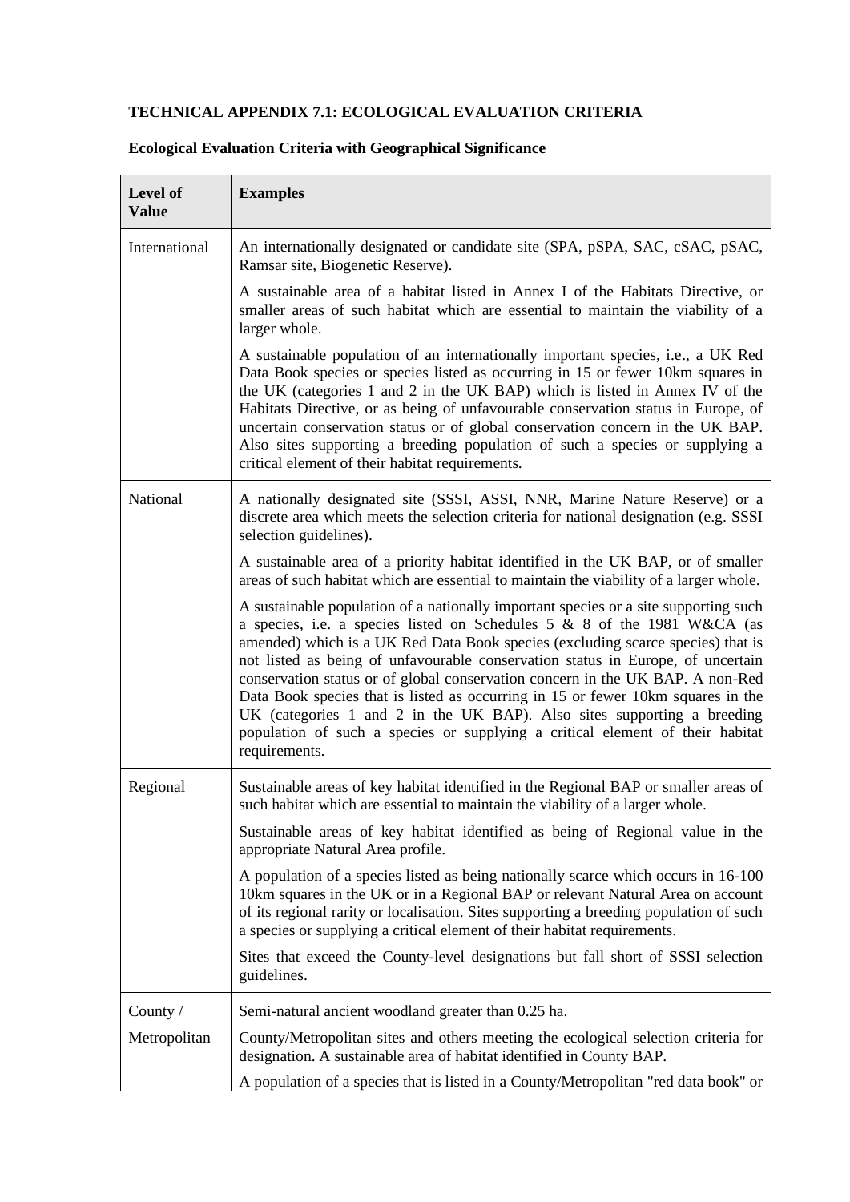**TECHNICAL APPENDIX 7.1: ECOLOGICAL EVALUATION CRITERIA**

**Ecological Evaluation Criteria with Geographical Significance**

| Level of Value | Examples |
|---|---|
| International | An internationally designated or candidate site (SPA, pSPA, SAC, cSAC, pSAC, Ramsar site, Biogenetic Reserve).<br><br>A sustainable area of a habitat listed in Annex I of the Habitats Directive, or smaller areas of such habitat which are essential to maintain the viability of a larger whole.<br><br>A sustainable population of an internationally important species, i.e., a UK Red Data Book species or species listed as occurring in 15 or fewer 10km squares in the UK (categories 1 and 2 in the UK BAP) which is listed in Annex IV of the Habitats Directive, or as being of unfavourable conservation status in Europe, of uncertain conservation status or of global conservation concern in the UK BAP. Also sites supporting a breeding population of such a species or supplying a critical element of their habitat requirements. |
| National | A nationally designated site (SSSI, ASSI, NNR, Marine Nature Reserve) or a discrete area which meets the selection criteria for national designation (e.g. SSSI selection guidelines).<br><br>A sustainable area of a priority habitat identified in the UK BAP, or of smaller areas of such habitat which are essential to maintain the viability of a larger whole.<br><br>A sustainable population of a nationally important species or a site supporting such a species, i.e. a species listed on Schedules 5 & 8 of the 1981 W&CA (as amended) which is a UK Red Data Book species (excluding scarce species) that is not listed as being of unfavourable conservation status in Europe, of uncertain conservation status or of global conservation concern in the UK BAP. A non-Red Data Book species that is listed as occurring in 15 or fewer 10km squares in the UK (categories 1 and 2 in the UK BAP). Also sites supporting a breeding population of such a species or supplying a critical element of their habitat requirements. |
| Regional | Sustainable areas of key habitat identified in the Regional BAP or smaller areas of such habitat which are essential to maintain the viability of a larger whole.<br><br>Sustainable areas of key habitat identified as being of Regional value in the appropriate Natural Area profile.<br><br>A population of a species listed as being nationally scarce which occurs in 16-100 10km squares in the UK or in a Regional BAP or relevant Natural Area on account of its regional rarity or localisation. Sites supporting a breeding population of such a species or supplying a critical element of their habitat requirements.<br><br>Sites that exceed the County-level designations but fall short of SSSI selection guidelines. |
| County / Metropolitan | Semi-natural ancient woodland greater than 0.25 ha.<br><br>County/Metropolitan sites and others meeting the ecological selection criteria for designation. A sustainable area of habitat identified in County BAP.<br><br>A population of a species that is listed in a County/Metropolitan "red data book" or |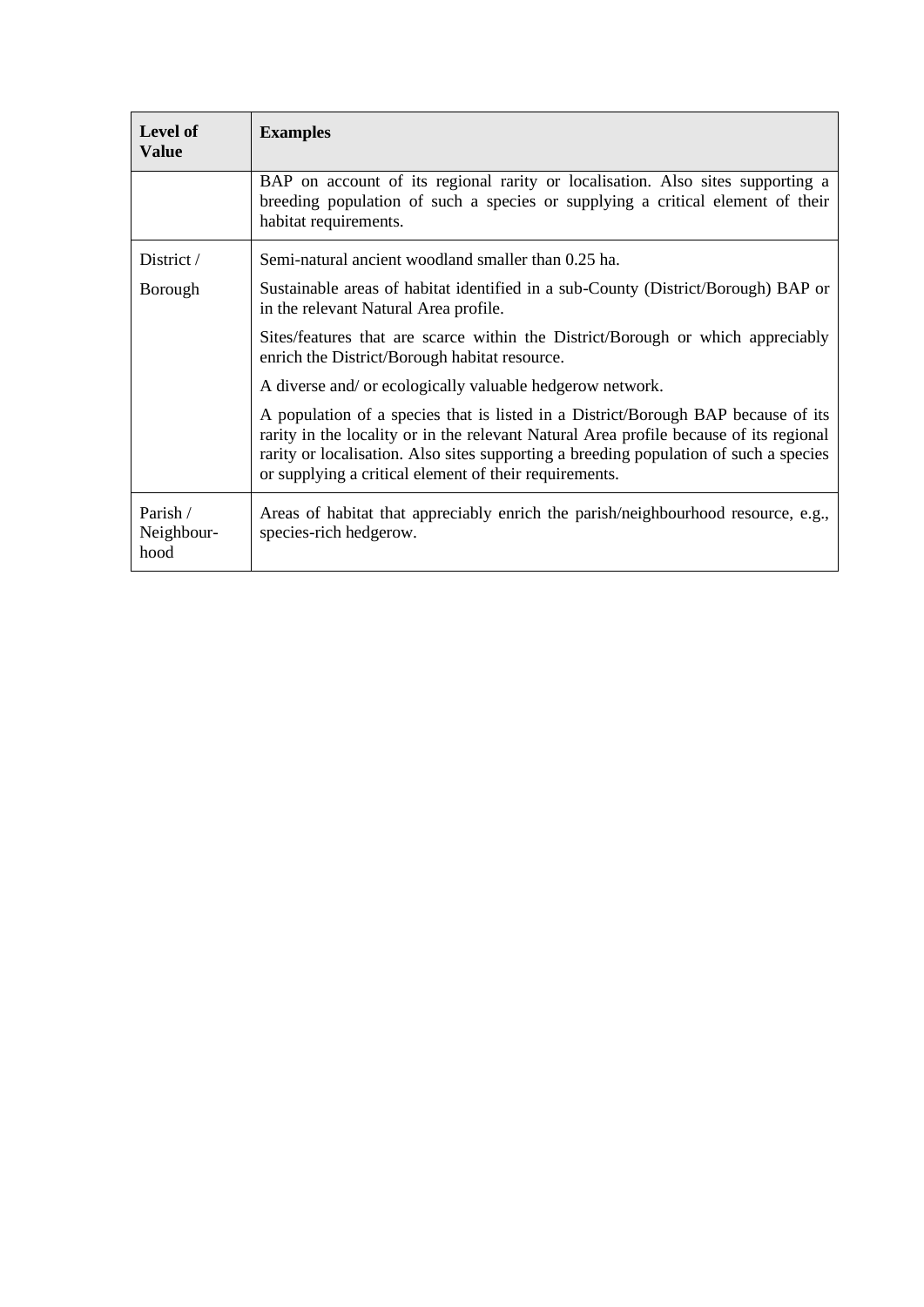| Level of Value | Examples |
|---|---|
| | BAP on account of its regional rarity or localisation. Also sites supporting a breeding population of such a species or supplying a critical element of their habitat requirements. |
| District / Borough | Semi-natural ancient woodland smaller than 0.25 ha.<br><br>Sustainable areas of habitat identified in a sub-County (District/Borough) BAP or in the relevant Natural Area profile.<br><br>Sites/features that are scarce within the District/Borough or which appreciably enrich the District/Borough habitat resource.<br><br>A diverse and/ or ecologically valuable hedgerow network.<br><br>A population of a species that is listed in a District/Borough BAP because of its rarity in the locality or in the relevant Natural Area profile because of its regional rarity or localisation. Also sites supporting a breeding population of such a species or supplying a critical element of their requirements. |
| Parish / Neighbour-hood | Areas of habitat that appreciably enrich the parish/neighbourhood resource, e.g., species-rich hedgerow. |